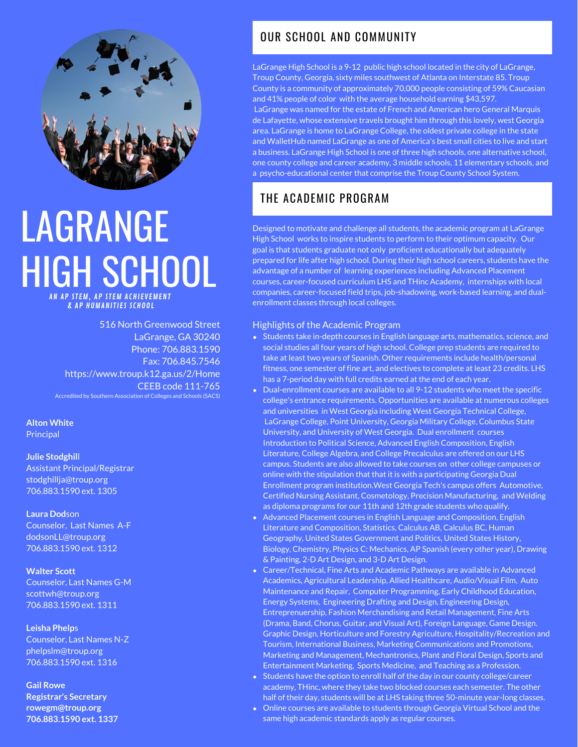# LAGRANGE HIGH SCHOOL

***AN AP STEM, AP STEM ACHIEVEMENT & AP HUMANITIES SCHOOL***

516 North Greenwood Street
LaGrange, GA 30240
Phone: 706.883.1590
Fax: 706.845.7546
https://www.troup.k12.ga.us/2/Home
CEEB code 111-765
Accredited by Southern Association of Colleges and Schools (SACS)

**Alton White**
Principal

**Julie Stodghill**
Assistant Principal/Registrar
stodghillja@troup.org
706.883.1590 ext. 1305

**Laura Dodson**
Counselor, Last Names A-F
dodsonLL@troup.org
706.883.1590 ext. 1312

**Walter Scott**
Counselor, Last Names G-M
scottwh@troup.org
706.883.1590 ext. 1311

**Leisha Phelps**
Counselor, Last Names N-Z
phelpslm@troup.org
706.883.1590 ext. 1316

**Gail Rowe**
**Registrar's Secretary**
**rowegm@troup.org**
**706.883.1590 ext. 1337**

## OUR SCHOOL AND COMMUNITY

LaGrange High School is a 9-12 public high school located in the city of LaGrange, Troup County, Georgia, sixty miles southwest of Atlanta on Interstate 85. Troup County is a community of approximately 70,000 people consisting of 59% Caucasian and 41% people of color with the average household earning $43,597.
LaGrange was named for the estate of French and American hero General Marquis de Lafayette, whose extensive travels brought him through this lovely, west Georgia area. LaGrange is home to LaGrange College, the oldest private college in the state and WalletHub named LaGrange as one of America's best small cities to live and start a business. LaGrange High School is one of three high schools, one alternative school, one county college and career academy, 3 middle schools, 11 elementary schools, and a psycho-educational center that comprise the Troup County School System.

## THE ACADEMIC PROGRAM

Designed to motivate and challenge all students, the academic program at LaGrange High School works to inspire students to perform to their optimum capacity. Our goal is that students graduate not only proficient educationally but adequately prepared for life after high school. During their high school careers, students have the advantage of a number of learning experiences including Advanced Placement courses, career-focused curriculum LHS and THinc Academy, internships with local companies, career-focused field trips, job-shadowing, work-based learning, and dual-enrollment classes through local colleges.

### Highlights of the Academic Program

- Students take in-depth courses in English language arts, mathematics, science, and social studies all four years of high school. College prep students are required to take at least two years of Spanish. Other requirements include health/personal fitness, one semester of fine art, and electives to complete at least 23 credits. LHS has a 7-period day with full credits earned at the end of each year.
- Dual-enrollment courses are available to all 9-12 students who meet the specific college's entrance requirements. Opportunities are available at numerous colleges and universities in West Georgia including West Georgia Technical College, LaGrange College, Point University, Georgia Military College, Columbus State University, and University of West Georgia. Dual enrollment courses Introduction to Political Science, Advanced English Composition, English Literature, College Algebra, and College Precalculus are offered on our LHS campus. Students are also allowed to take courses on other college campuses or online with the stipulation that that it is with a participating Georgia Dual Enrollment program institution.West Georgia Tech's campus offers Automotive, Certified Nursing Assistant, Cosmetology, Precision Manufacturing, and Welding as diploma programs for our 11th and 12th grade students who qualify.
- Advanced Placement courses in English Language and Composition, English Literature and Composition, Statistics, Calculus AB, Calculus BC, Human Geography, United States Government and Politics, United States History, Biology, Chemistry, Physics C: Mechanics, AP Spanish (every other year), Drawing & Painting, 2-D Art Design, and 3-D Art Design.
- Career/Technical, Fine Arts and Academic Pathways are available in Advanced Academics, Agricultural Leadership, Allied Healthcare, Audio/Visual Film, Auto Maintenance and Repair, Computer Programming, Early Childhood Education, Energy Systems, Engineering Drafting and Design, Engineering Design, Entreprenuership, Fashion Merchandising and Retail Management, Fine Arts (Drama, Band, Chorus, Guitar, and Visual Art), Foreign Language, Game Design. Graphic Design, Horticulture and Forestry Agriculture, Hospitality/Recreation and Tourism, International Business, Marketing Communications and Promotions, Marketing and Management, Mechantronics, Plant and Floral Design, Sports and Entertainment Marketing, Sports Medicine, and Teaching as a Profession.
- Students have the option to enroll half of the day in our county college/career academy, THinc, where they take two blocked courses each semester. The other half of their day, students will be at LHS taking three 50-minute year-long classes.
- Online courses are available to students through Georgia Virtual School and the same high academic standards apply as regular courses.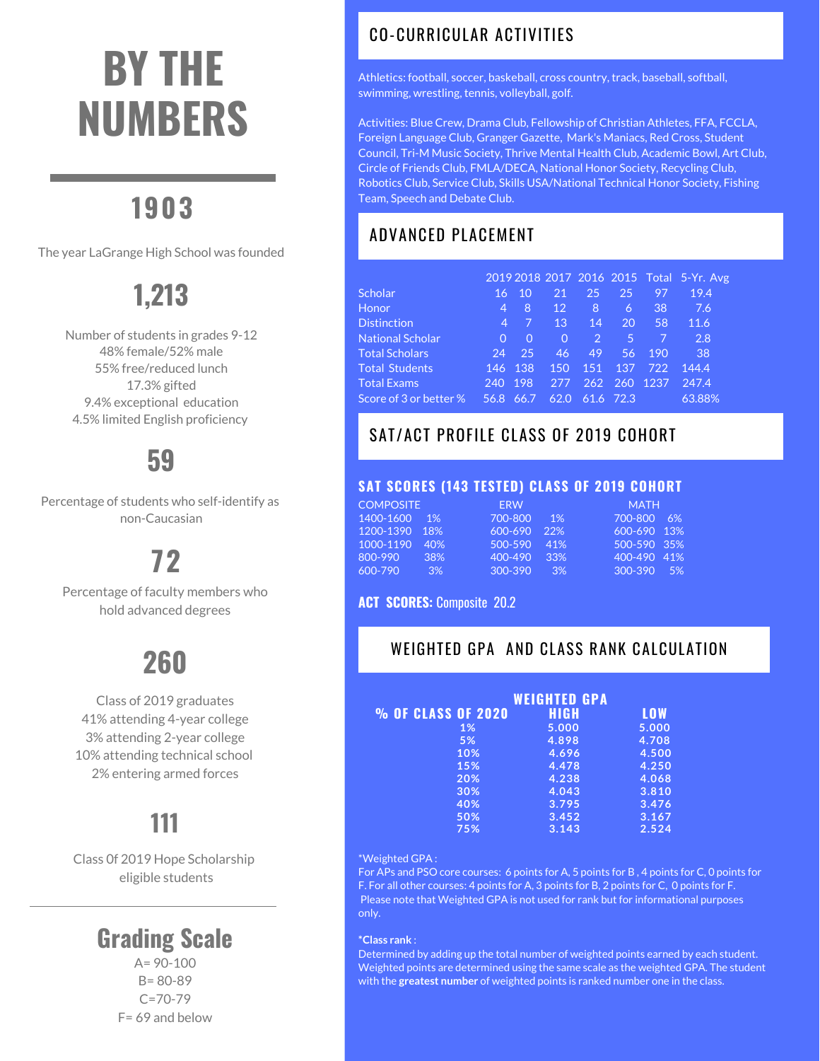# BY THE NUMBERS

## 1903

The year LaGrange High School was founded

## 1,213

Number of students in grades 9-12
48% female/52% male
55% free/reduced lunch
17.3% gifted
9.4% exceptional education
4.5% limited English proficiency

## 59

Percentage of students who self-identify as non-Caucasian

## 72

Percentage of faculty members who hold advanced degrees

## 260

Class of 2019 graduates
41% attending 4-year college
3% attending 2-year college
10% attending technical school
2% entering armed forces

## 111

Class 0f 2019 Hope Scholarship eligible students

## Grading Scale

A= 90-100
B= 80-89
C=70-79
F= 69 and below

## CO-CURRICULAR ACTIVITIES

Athletics: football, soccer, basketball, cross country, track, baseball, softball, swimming, wrestling, tennis, volleyball, golf.

Activities: Blue Crew, Drama Club, Fellowship of Christian Athletes, FFA, FCCLA, Foreign Language Club, Granger Gazette, Mark's Maniacs, Red Cross, Student Council, Tri-M Music Society, Thrive Mental Health Club, Academic Bowl, Art Club, Circle of Friends Club, FMLA/DECA, National Honor Society, Recycling Club, Robotics Club, Service Club, Skills USA/National Technical Honor Society, Fishing Team, Speech and Debate Club.

## ADVANCED PLACEMENT

| | 2019 | 2018 | 2017 | 2016 | 2015 | Total | 5-Yr. Avg |
|---|---|---|---|---|---|---|---|
| Scholar | 16 | 10 | 21 | 25 | 25 | 97 | 19.4 |
| Honor | 4 | 8 | 12 | 8 | 6 | 38 | 7.6 |
| Distinction | 4 | 7 | 13 | 14 | 20 | 58 | 11.6 |
| National Scholar | 0 | 0 | 0 | 2 | 5 | 7 | 2.8 |
| Total Scholars | 24 | 25 | 46 | 49 | 56 | 190 | 38 |
| Total Students | 146 | 138 | 150 | 151 | 137 | 722 | 144.4 |
| Total Exams | 240 | 198 | 277 | 262 | 260 | 1237 | 247.4 |
| Score of 3 or better % | 56.8 | 66.7 | 62.0 | 61.6 | 72.3 | | 63.88% |

## SAT/ACT PROFILE CLASS OF 2019 COHORT

### SAT SCORES (143 TESTED) CLASS OF 2019 COHORT

| COMPOSITE | | ERW | | MATH | |
|---|---|---|---|---|---|
| 1400-1600 | 1% | 700-800 | 1% | 700-800 | 6% |
| 1200-1390 | 18% | 600-690 | 22% | 600-690 | 13% |
| 1000-1190 | 40% | 500-590 | 41% | 500-590 | 35% |
| 800-990 | 38% | 400-490 | 33% | 400-490 | 41% |
| 600-790 | 3% | 300-390 | 3% | 300-390 | 5% |

**ACT SCORES:** Composite 20.2

## WEIGHTED GPA AND CLASS RANK CALCULATION

| % OF CLASS OF 2020 | WEIGHTED GPA HIGH | LOW |
|---|---|---|
| 1% | 5.000 | 5.000 |
| 5% | 4.898 | 4.708 |
| 10% | 4.696 | 4.500 |
| 15% | 4.478 | 4.250 |
| 20% | 4.238 | 4.068 |
| 30% | 4.043 | 3.810 |
| 40% | 3.795 | 3.476 |
| 50% | 3.452 | 3.167 |
| 75% | 3.143 | 2.524 |

*Weighted GPA :
For APs and PSO core courses: 6 points for A, 5 points for B , 4 points for C, 0 points for F. For all other courses: 4 points for A, 3 points for B, 2 points for C, 0 points for F. Please note that Weighted GPA is not used for rank but for informational purposes only.

**\*Class rank** :
Determined by adding up the total number of weighted points earned by each student. Weighted points are determined using the same scale as the weighted GPA. The student with the **greatest number** of weighted points is ranked number one in the class.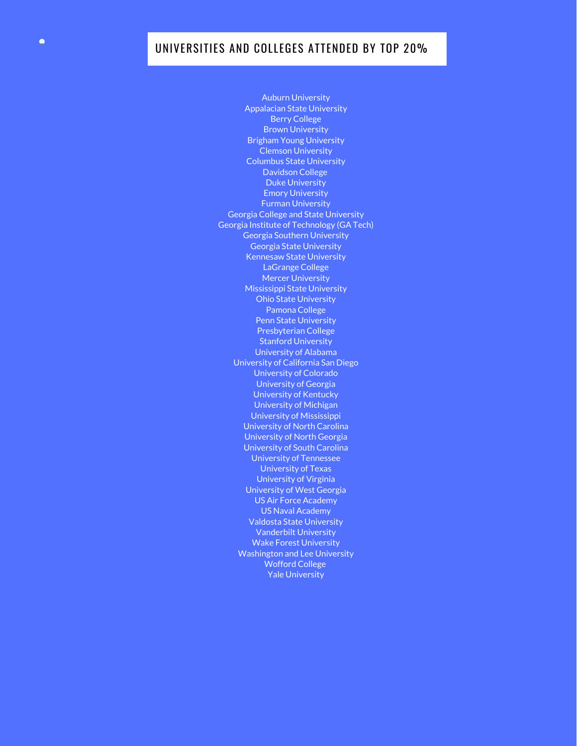# UNIVERSITIES AND COLLEGES ATTENDED BY TOP 20%

Auburn University
Appalacian State University
Berry College
Brown University
Brigham Young University
Clemson University
Columbus State University
Davidson College
Duke University
Emory University
Furman University
Georgia College and State University
Georgia Institute of Technology (GA Tech)
Georgia Southern University
Georgia State University
Kennesaw State University
LaGrange College
Mercer University
Mississippi State University
Ohio State University
Pamona College
Penn State University
Presbyterian College
Stanford University
University of Alabama
University of California San Diego
University of Colorado
University of Georgia
University of Kentucky
University of Michigan
University of Mississippi
University of North Carolina
University of North Georgia
University of South Carolina
University of Tennessee
University of Texas
University of Virginia
University of West Georgia
US Air Force Academy
US Naval Academy
Valdosta State University
Vanderbilt University
Wake Forest University
Washington and Lee University
Wofford College
Yale University